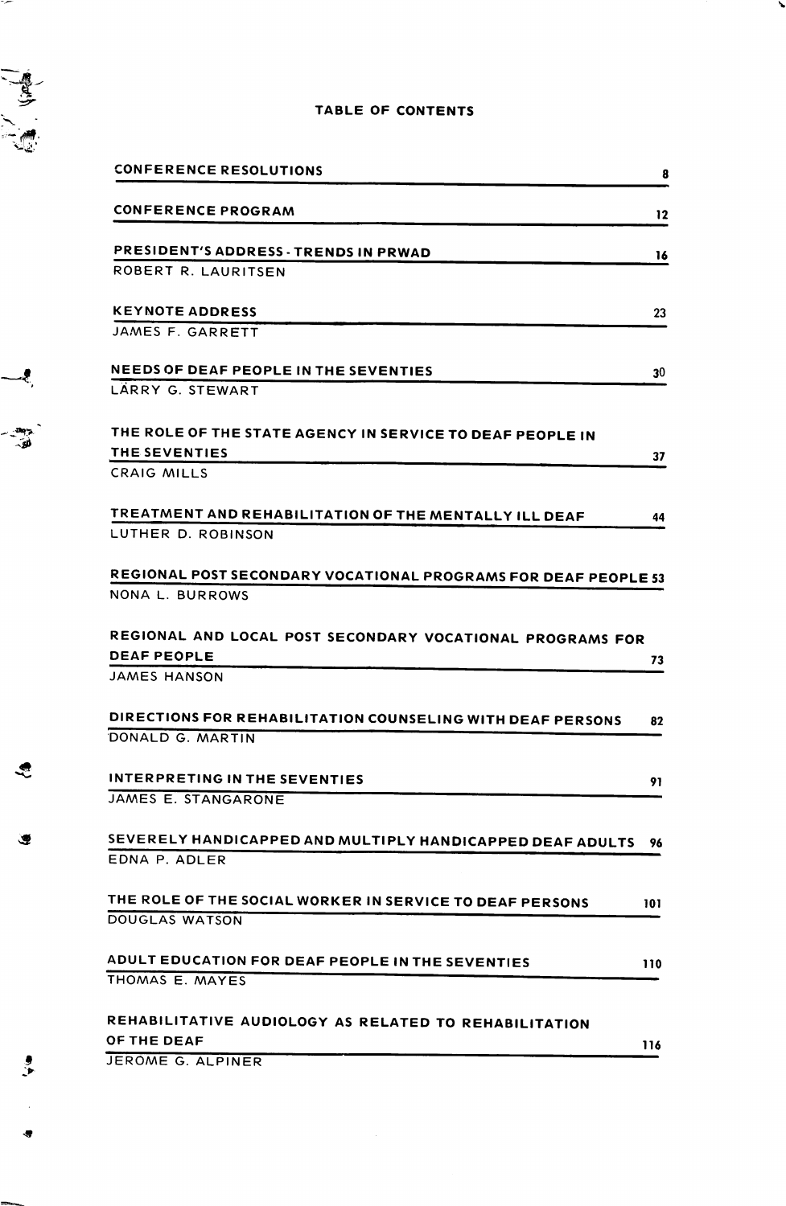# TABLE OF CONTENTS

| | |
|---|---|
| **CONFERENCE RESOLUTIONS** | 8 |
| **CONFERENCE PROGRAM** | 12 |
| **PRESIDENT'S ADDRESS - TRENDS IN PRWAD**<br>ROBERT R. LAURITSEN | 16 |
| **KEYNOTE ADDRESS**<br>JAMES F. GARRETT | 23 |
| **NEEDS OF DEAF PEOPLE IN THE SEVENTIES**<br>LARRY G. STEWART | 30 |
| **THE ROLE OF THE STATE AGENCY IN SERVICE TO DEAF PEOPLE IN THE SEVENTIES**<br>CRAIG MILLS | 37 |
| **TREATMENT AND REHABILITATION OF THE MENTALLY ILL DEAF**<br>LUTHER D. ROBINSON | 44 |
| **REGIONAL POST SECONDARY VOCATIONAL PROGRAMS FOR DEAF PEOPLE**<br>NONA L. BURROWS | 53 |
| **REGIONAL AND LOCAL POST SECONDARY VOCATIONAL PROGRAMS FOR DEAF PEOPLE**<br>JAMES HANSON | 73 |
| **DIRECTIONS FOR REHABILITATION COUNSELING WITH DEAF PERSONS**<br>DONALD G. MARTIN | 82 |
| **INTERPRETING IN THE SEVENTIES**<br>JAMES E. STANGARONE | 91 |
| **SEVERELY HANDICAPPED AND MULTIPLY HANDICAPPED DEAF ADULTS**<br>EDNA P. ADLER | 96 |
| **THE ROLE OF THE SOCIAL WORKER IN SERVICE TO DEAF PERSONS**<br>DOUGLAS WATSON | 101 |
| **ADULT EDUCATION FOR DEAF PEOPLE IN THE SEVENTIES**<br>THOMAS E. MAYES | 110 |
| **REHABILITATIVE AUDIOLOGY AS RELATED TO REHABILITATION OF THE DEAF**<br>JEROME G. ALPINER | 116 |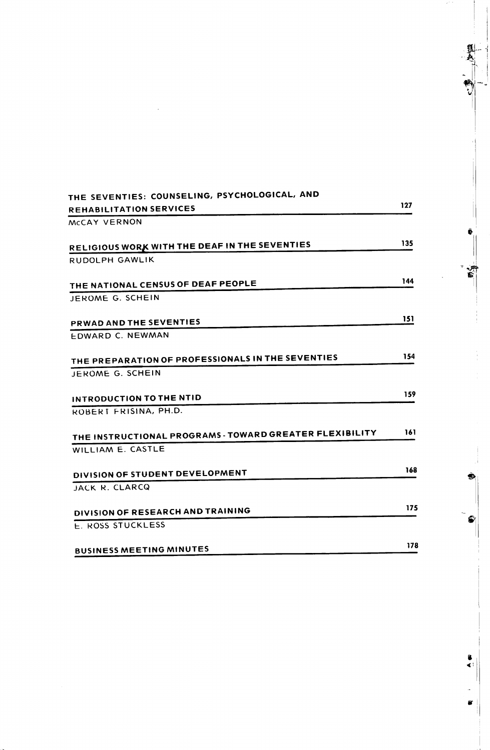THE SEVENTIES: COUNSELING, PSYCHOLOGICAL, AND REHABILITATION SERVICES — 127
McCAY VERNON

RELIGIOUS WORK WITH THE DEAF IN THE SEVENTIES — 135
RUDOLPH GAWLIK

THE NATIONAL CENSUS OF DEAF PEOPLE — 144
JEROME G. SCHEIN

PRWAD AND THE SEVENTIES — 151
EDWARD C. NEWMAN

THE PREPARATION OF PROFESSIONALS IN THE SEVENTIES — 154
JEROME G. SCHEIN

INTRODUCTION TO THE NTID — 159
ROBERT FRISINA, PH.D.

THE INSTRUCTIONAL PROGRAMS - TOWARD GREATER FLEXIBILITY — 161
WILLIAM E. CASTLE

DIVISION OF STUDENT DEVELOPMENT — 168
JACK R. CLARCQ

DIVISION OF RESEARCH AND TRAINING — 175
E. ROSS STUCKLESS

BUSINESS MEETING MINUTES — 178